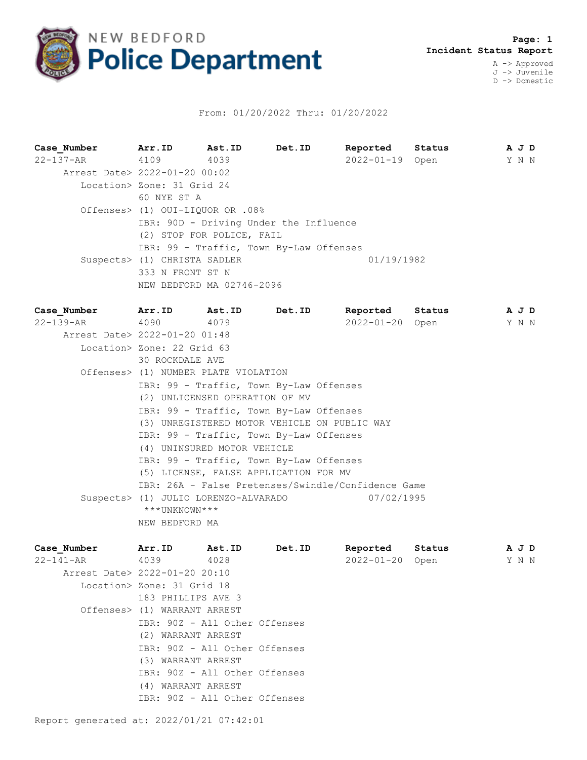# NEW BEDFORD Police Department

**Page: 1**
**Incident Status Report**

A -> Approved
J -> Juvenile
D -> Domestic

From: 01/20/2022 Thru: 01/20/2022

| Case_Number | Arr.ID | Ast.ID | Det.ID | Reported | Status | A J D |
|---|---|---|---|---|---|---|
| 22-137-AR | 4109 | 4039 | | 2022-01-19 | Open | Y N N |

Arrest Date> 2022-01-20 00:02
Location> Zone: 31 Grid 24
60 NYE ST A
Offenses> (1) OUI-LIQUOR OR .08%
IBR: 90D - Driving Under the Influence
(2) STOP FOR POLICE, FAIL
IBR: 99 - Traffic, Town By-Law Offenses
Suspects> (1) CHRISTA SADLER 01/19/1982
333 N FRONT ST N
NEW BEDFORD MA 02746-2096

| Case_Number | Arr.ID | Ast.ID | Det.ID | Reported | Status | A J D |
|---|---|---|---|---|---|---|
| 22-139-AR | 4090 | 4079 | | 2022-01-20 | Open | Y N N |

Arrest Date> 2022-01-20 01:48
Location> Zone: 22 Grid 63
30 ROCKDALE AVE
Offenses> (1) NUMBER PLATE VIOLATION
IBR: 99 - Traffic, Town By-Law Offenses
(2) UNLICENSED OPERATION OF MV
IBR: 99 - Traffic, Town By-Law Offenses
(3) UNREGISTERED MOTOR VEHICLE ON PUBLIC WAY
IBR: 99 - Traffic, Town By-Law Offenses
(4) UNINSURED MOTOR VEHICLE
IBR: 99 - Traffic, Town By-Law Offenses
(5) LICENSE, FALSE APPLICATION FOR MV
IBR: 26A - False Pretenses/Swindle/Confidence Game
Suspects> (1) JULIO LORENZO-ALVARADO 07/02/1995
***UNKNOWN***
NEW BEDFORD MA

| Case_Number | Arr.ID | Ast.ID | Det.ID | Reported | Status | A J D |
|---|---|---|---|---|---|---|
| 22-141-AR | 4039 | 4028 | | 2022-01-20 | Open | Y N N |

Arrest Date> 2022-01-20 20:10
Location> Zone: 31 Grid 18
183 PHILLIPS AVE 3
Offenses> (1) WARRANT ARREST
IBR: 90Z - All Other Offenses
(2) WARRANT ARREST
IBR: 90Z - All Other Offenses
(3) WARRANT ARREST
IBR: 90Z - All Other Offenses
(4) WARRANT ARREST
IBR: 90Z - All Other Offenses

Report generated at: 2022/01/21 07:42:01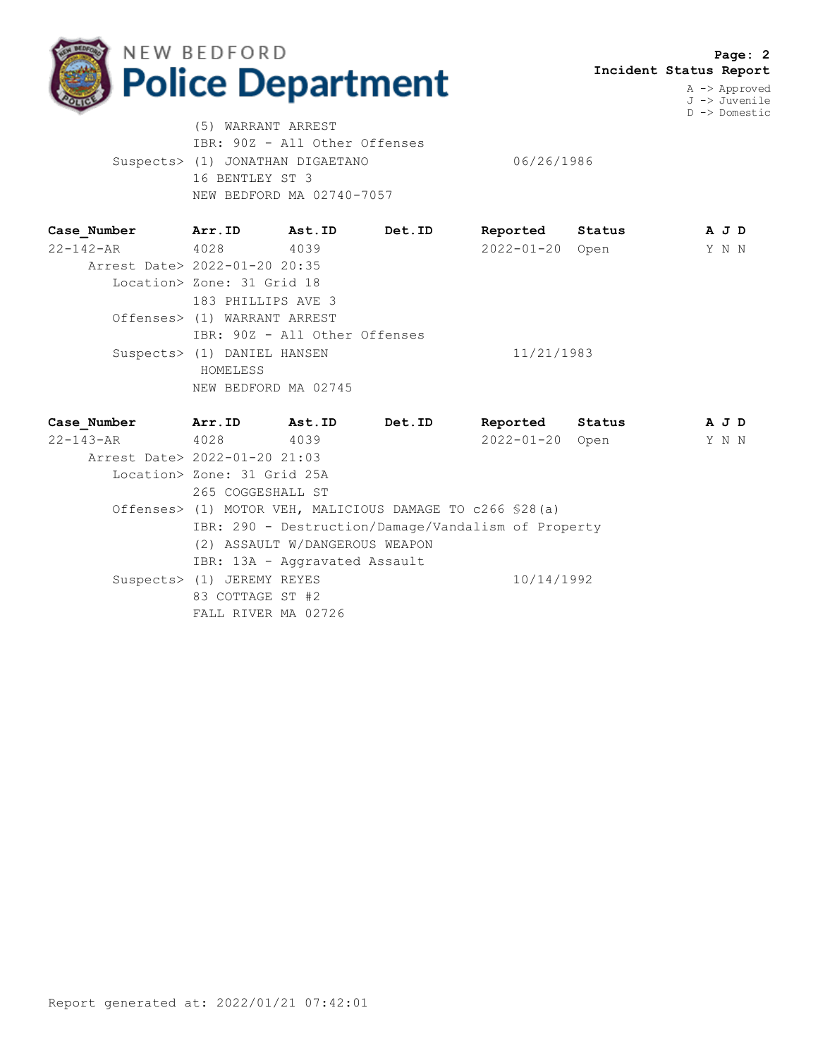# NEW BEDFORD Police Department

**Incident Status Report**

A -> Approved
J -> Juvenile
D -> Domestic

(5) WARRANT ARREST
IBR: 90Z - All Other Offenses

Suspects> (1) JONATHAN DIGAETANO 06/26/1986
16 BENTLEY ST 3
NEW BEDFORD MA 02740-7057

| Case_Number | Arr.ID | Ast.ID | Det.ID | Reported | Status | A J D |
|---|---|---|---|---|---|---|
| 22-142-AR | 4028 | 4039 | | 2022-01-20 | Open | Y N N |

Arrest Date> 2022-01-20 20:35
Location> Zone: 31 Grid 18
183 PHILLIPS AVE 3
Offenses> (1) WARRANT ARREST
IBR: 90Z - All Other Offenses
Suspects> (1) DANIEL HANSEN 11/21/1983
HOMELESS
NEW BEDFORD MA 02745

| Case_Number | Arr.ID | Ast.ID | Det.ID | Reported | Status | A J D |
|---|---|---|---|---|---|---|
| 22-143-AR | 4028 | 4039 | | 2022-01-20 | Open | Y N N |

Arrest Date> 2022-01-20 21:03
Location> Zone: 31 Grid 25A
265 COGGESHALL ST
Offenses> (1) MOTOR VEH, MALICIOUS DAMAGE TO c266 §28(a)
IBR: 290 - Destruction/Damage/Vandalism of Property
(2) ASSAULT W/DANGEROUS WEAPON
IBR: 13A - Aggravated Assault
Suspects> (1) JEREMY REYES 10/14/1992
83 COTTAGE ST #2
FALL RIVER MA 02726

Report generated at: 2022/01/21 07:42:01